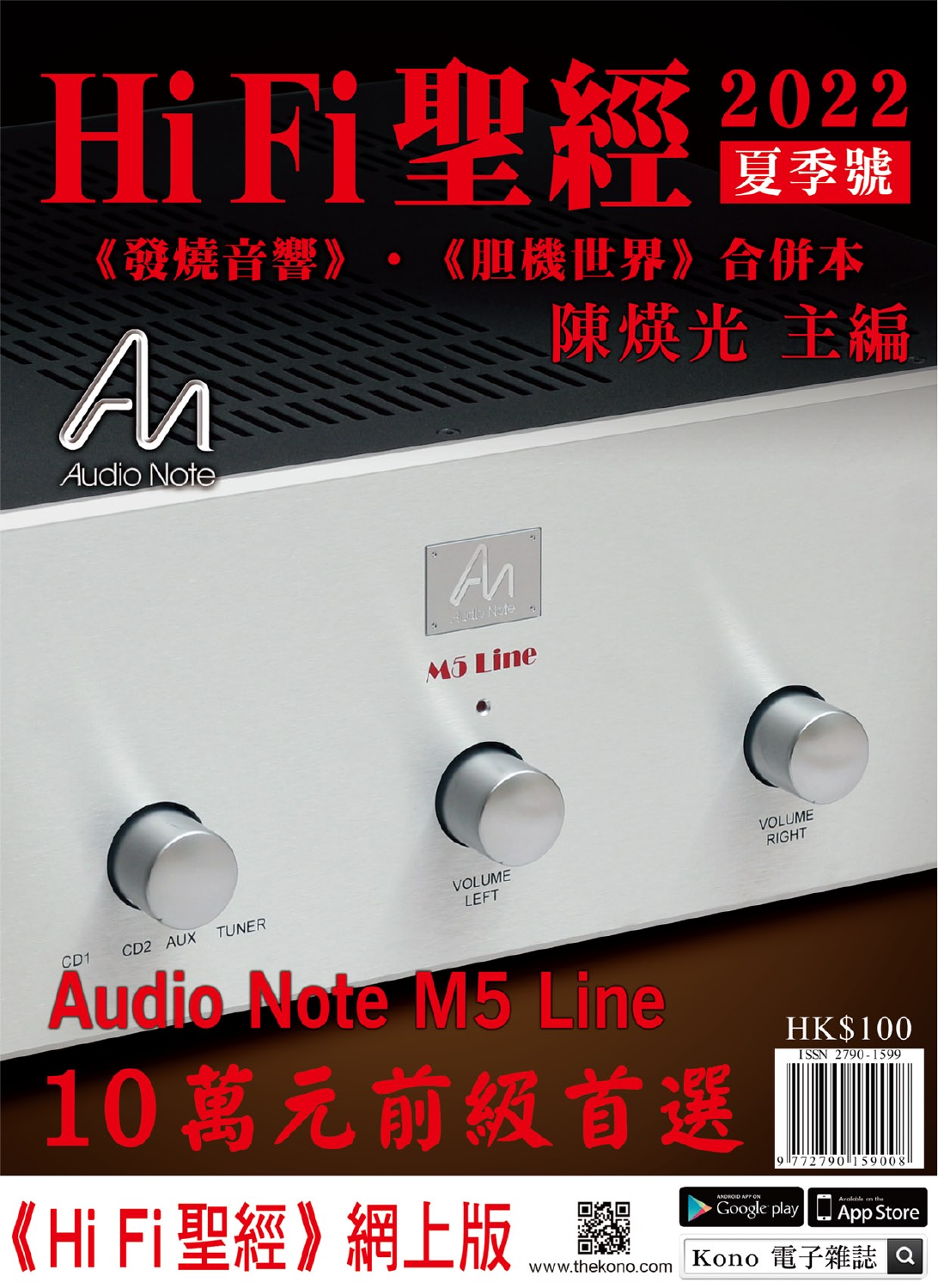# Hi Fi 聖經 2022 夏季號

《發燒音響》‧《胆機世界》合併本

陳熯光 主編

Audio Note

## Audio Note M5 Line

## 10萬元前級首選

HK$100

ISSN 2790-1599

《Hi Fi 聖經》網上版

www.thekono.com

Kono 電子雜誌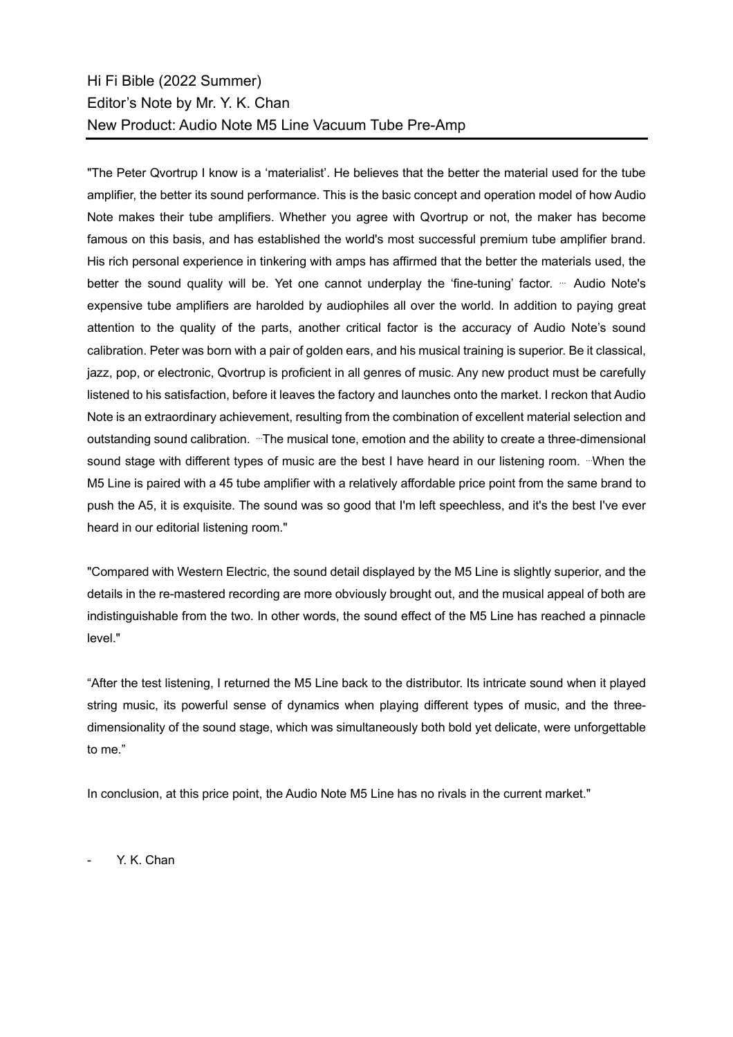Hi Fi Bible (2022 Summer)
Editor's Note by Mr. Y. K. Chan
New Product: Audio Note M5 Line Vacuum Tube Pre-Amp

"The Peter Qvortrup I know is a 'materialist'. He believes that the better the material used for the tube amplifier, the better its sound performance. This is the basic concept and operation model of how Audio Note makes their tube amplifiers. Whether you agree with Qvortrup or not, the maker has become famous on this basis, and has established the world's most successful premium tube amplifier brand. His rich personal experience in tinkering with amps has affirmed that the better the materials used, the better the sound quality will be. Yet one cannot underplay the 'fine-tuning' factor. … Audio Note's expensive tube amplifiers are harolded by audiophiles all over the world. In addition to paying great attention to the quality of the parts, another critical factor is the accuracy of Audio Note's sound calibration. Peter was born with a pair of golden ears, and his musical training is superior. Be it classical, jazz, pop, or electronic, Qvortrup is proficient in all genres of music. Any new product must be carefully listened to his satisfaction, before it leaves the factory and launches onto the market. I reckon that Audio Note is an extraordinary achievement, resulting from the combination of excellent material selection and outstanding sound calibration. …The musical tone, emotion and the ability to create a three-dimensional sound stage with different types of music are the best I have heard in our listening room. …When the M5 Line is paired with a 45 tube amplifier with a relatively affordable price point from the same brand to push the A5, it is exquisite. The sound was so good that I'm left speechless, and it's the best I've ever heard in our editorial listening room."

"Compared with Western Electric, the sound detail displayed by the M5 Line is slightly superior, and the details in the re-mastered recording are more obviously brought out, and the musical appeal of both are indistinguishable from the two. In other words, the sound effect of the M5 Line has reached a pinnacle level."

"After the test listening, I returned the M5 Line back to the distributor. Its intricate sound when it played string music, its powerful sense of dynamics when playing different types of music, and the three-dimensionality of the sound stage, which was simultaneously both bold yet delicate, were unforgettable to me."

In conclusion, at this price point, the Audio Note M5 Line has no rivals in the current market."

- Y. K. Chan